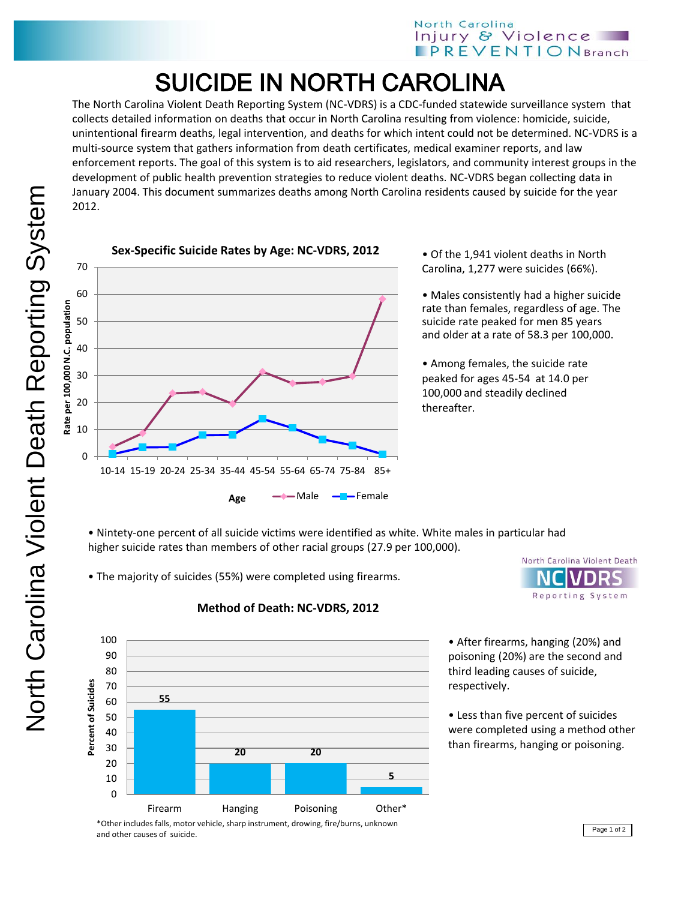# SUICIDE IN NORTH CAROLINA

The North Carolina Violent Death Reporting System (NC-VDRS) is a CDC-funded statewide surveillance system that collects detailed information on deaths that occur in North Carolina resulting from violence: homicide, suicide, unintentional firearm deaths, legal intervention, and deaths for which intent could not be determined. NC-VDRS is a multi-source system that gathers information from death certificates, medical examiner reports, and law enforcement reports. The goal of this system is to aid researchers, legislators, and community interest groups in the development of public health prevention strategies to reduce violent deaths. NC-VDRS began collecting data in January 2004. This document summarizes deaths among North Carolina residents caused by suicide for the year 2012.

**Sex-Specific Suicide Rates by Age: NC-VDRS, 2012**

- Of the 1,941 violent deaths in North Carolina, 1,277 were suicides (66%).
- Males consistently had a higher suicide rate than females, regardless of age. The suicide rate peaked for men 85 years and older at a rate of 58.3 per 100,000.
- Among females, the suicide rate peaked for ages 45-54 at 14.0 per 100,000 and steadily declined thereafter.

- Nintety-one percent of all suicide victims were identified as white. White males in particular had higher suicide rates than members of other racial groups (27.9 per 100,000).
- The majority of suicides (55%) were completed using firearms.

**Method of Death: NC-VDRS, 2012**

| Method | Percent of Suicides |
|---|---|
| Firearm | 55 |
| Hanging | 20 |
| Poisoning | 20 |
| Other* | 5 |

*Other includes falls, motor vehicle, sharp instrument, drowing, fire/burns, unknown and other causes of suicide.

- After firearms, hanging (20%) and poisoning (20%) are the second and third leading causes of suicide, respectively.
- Less than five percent of suicides were completed using a method other than firearms, hanging or poisoning.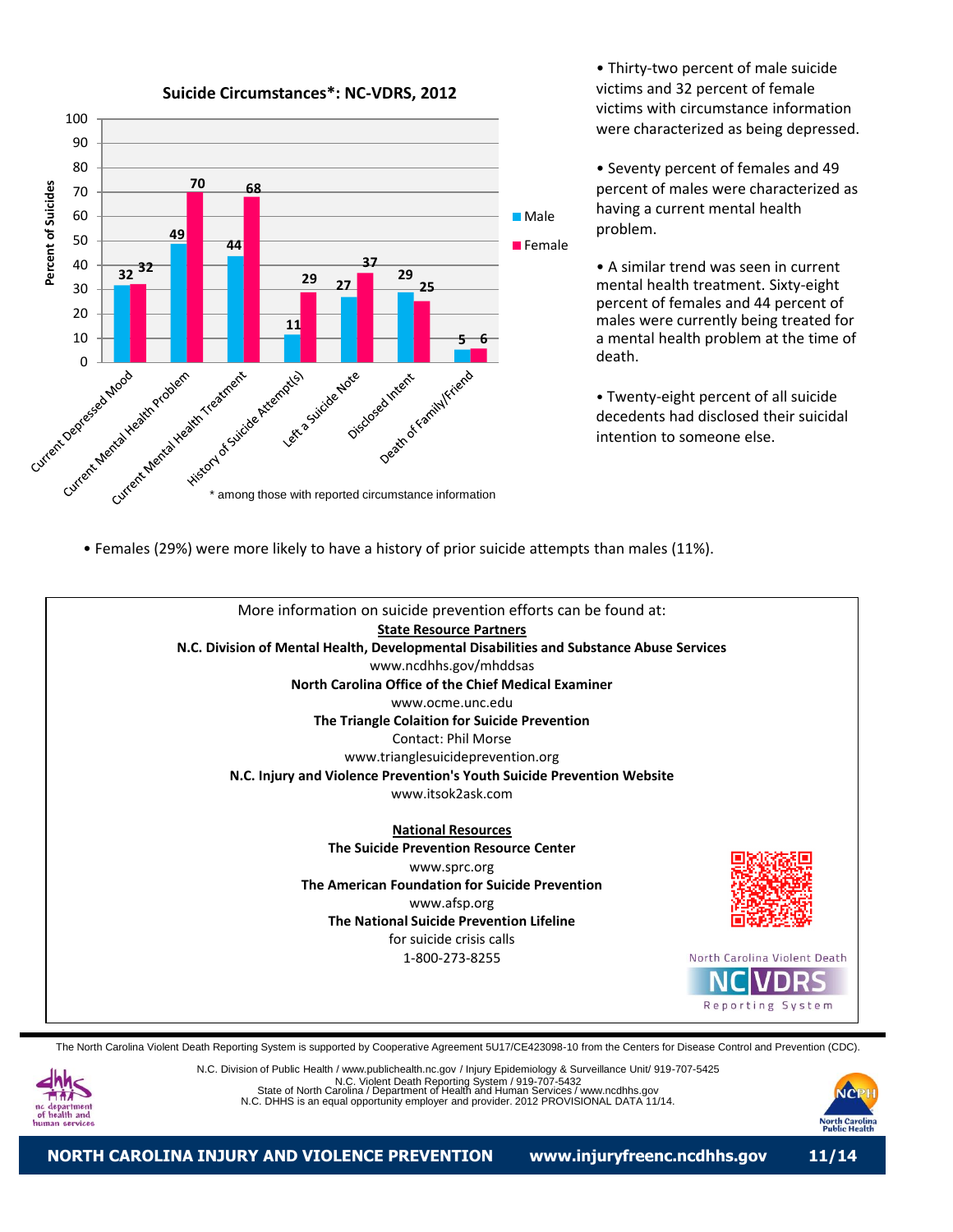**Suicide Circumstances*: NC-VDRS, 2012**

Percent of Suicides

100
90
80
70
60
50
40
30
20
10
0

Male
Female

Current Depressed Mood: 32, 32
Current Mental Health Problem: 49, 70
Current Mental Health Treatment: 44, 68
History of Suicide Attempt(s): 11, 29
Left a Suicide Note: 27, 37
Disclosed Intent: 29, 25
Death of Family/Friend: 5, 6

\* among those with reported circumstance information

- Thirty-two percent of male suicide victims and 32 percent of female victims with circumstance information were characterized as being depressed.
- Seventy percent of females and 49 percent of males were characterized as having a current mental health problem.
- A similar trend was seen in current mental health treatment. Sixty-eight percent of females and 44 percent of males were currently being treated for a mental health problem at the time of death.
- Twenty-eight percent of all suicide decedents had disclosed their suicidal intention to someone else.

- Females (29%) were more likely to have a history of prior suicide attempts than males (11%).

More information on suicide prevention efforts can be found at:

**State Resource Partners**

**N.C. Division of Mental Health, Developmental Disabilities and Substance Abuse Services**
www.ncdhhs.gov/mhddsas

**North Carolina Office of the Chief Medical Examiner**
www.ocme.unc.edu

**The Triangle Colaition for Suicide Prevention**
Contact: Phil Morse
www.trianglesuicideprevention.org

**N.C. Injury and Violence Prevention's Youth Suicide Prevention Website**
www.itsok2ask.com

**National Resources**

**The Suicide Prevention Resource Center**
www.sprc.org

**The American Foundation for Suicide Prevention**
www.afsp.org

**The National Suicide Prevention Lifeline**
for suicide crisis calls
1-800-273-8255

North Carolina Violent Death NC VDRS Reporting System

The North Carolina Violent Death Reporting System is supported by Cooperative Agreement 5U17/CE423098-10 from the Centers for Disease Control and Prevention (CDC).

N.C. Division of Public Health / www.publichealth.nc.gov / Injury Epidemiology & Surveillance Unit/ 919-707-5425
N.C. Violent Death Reporting System / 919-707-5432
State of North Carolina / Department of Health and Human Services / www.ncdhhs.gov
N.C. DHHS is an equal opportunity employer and provider. 2012 PROVISIONAL DATA 11/14.

**NORTH CAROLINA INJURY AND VIOLENCE PREVENTION** **www.injuryfreenc.ncdhhs.gov**